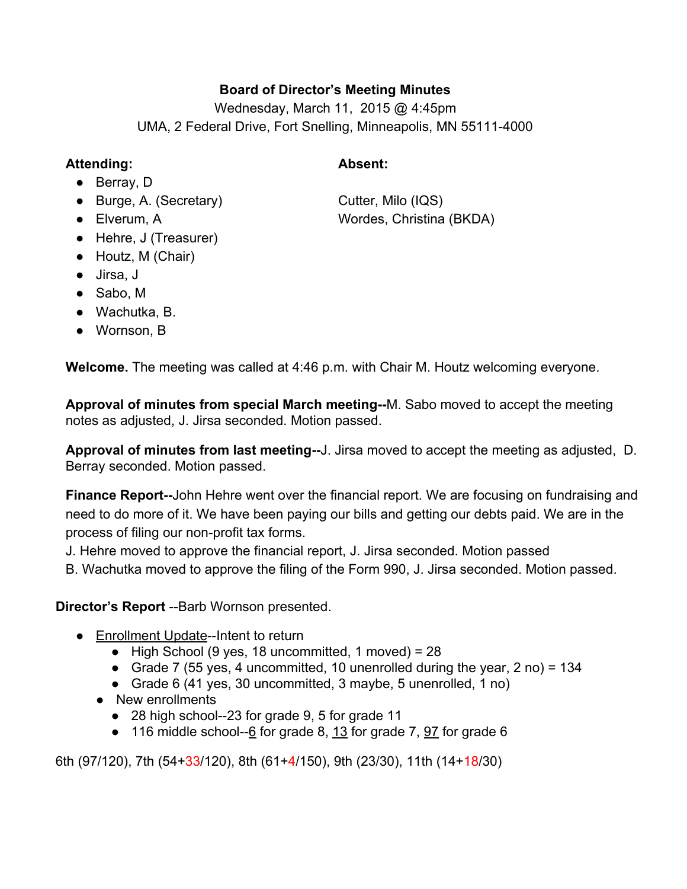**Board of Director's Meeting Minutes**

Wednesday, March 11, 2015 @ 4:45pm

UMA, 2 Federal Drive, Fort Snelling, Minneapolis, MN 55111-4000

**Attending:**

- Berray, D
- Burge, A. (Secretary)
- Elverum, A
- Hehre, J (Treasurer)
- Houtz, M (Chair)
- Jirsa, J
- Sabo, M
- Wachutka, B.
- Wornson, B

**Absent:**

Cutter, Milo (IQS)

Wordes, Christina (BKDA)

**Welcome.** The meeting was called at 4:46 p.m. with Chair M. Houtz welcoming everyone.

**Approval of minutes from special March meeting--**M. Sabo moved to accept the meeting notes as adjusted, J. Jirsa seconded. Motion passed.

**Approval of minutes from last meeting--**J. Jirsa moved to accept the meeting as adjusted, D. Berray seconded. Motion passed.

**Finance Report--**John Hehre went over the financial report. We are focusing on fundraising and need to do more of it. We have been paying our bills and getting our debts paid. We are in the process of filing our non-profit tax forms.

J. Hehre moved to approve the financial report, J. Jirsa seconded. Motion passed

B. Wachutka moved to approve the filing of the Form 990, J. Jirsa seconded. Motion passed.

**Director's Report** --Barb Wornson presented.

- Enrollment Update--Intent to return
  - High School (9 yes, 18 uncommitted, 1 moved) = 28
  - Grade 7 (55 yes, 4 uncommitted, 10 unenrolled during the year, 2 no) = 134
  - Grade 6 (41 yes, 30 uncommitted, 3 maybe, 5 unenrolled, 1 no)
- New enrollments
  - 28 high school--23 for grade 9, 5 for grade 11
  - 116 middle school--6 for grade 8, 13 for grade 7, 97 for grade 6

6th (97/120), 7th (54+33/120), 8th (61+4/150), 9th (23/30), 11th (14+18/30)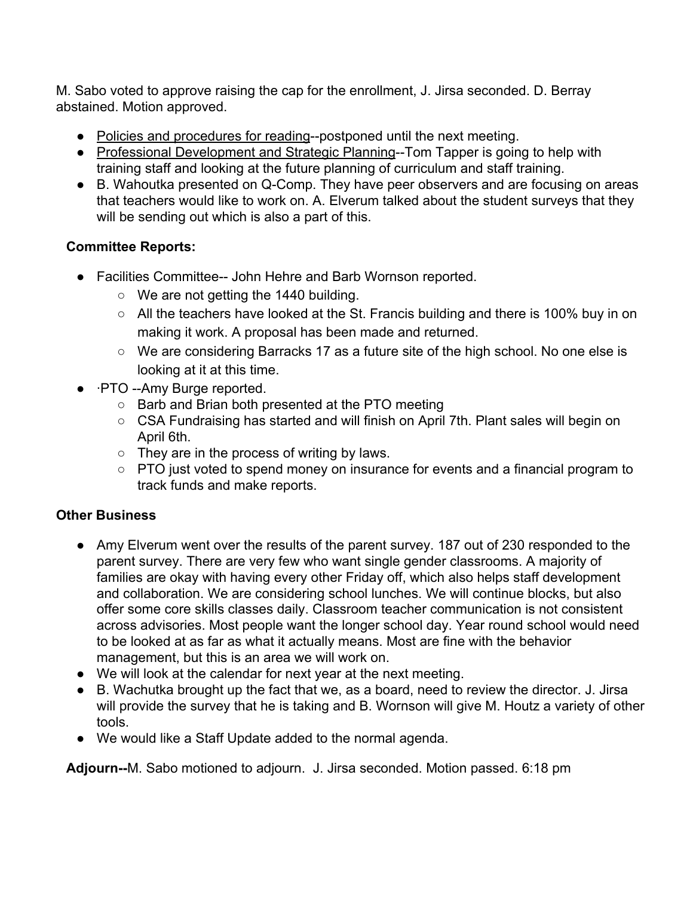M. Sabo voted to approve raising the cap for the enrollment, J. Jirsa seconded. D. Berray abstained. Motion approved.

- Policies and procedures for reading--postponed until the next meeting.
- Professional Development and Strategic Planning--Tom Tapper is going to help with training staff and looking at the future planning of curriculum and staff training.
- B. Wahoutka presented on Q-Comp. They have peer observers and are focusing on areas that teachers would like to work on. A. Elverum talked about the student surveys that they will be sending out which is also a part of this.

**Committee Reports:**

- Facilities Committee-- John Hehre and Barb Wornson reported.
  - We are not getting the 1440 building.
  - All the teachers have looked at the St. Francis building and there is 100% buy in on making it work. A proposal has been made and returned.
  - We are considering Barracks 17 as a future site of the high school. No one else is looking at it at this time.
- ·PTO --Amy Burge reported.
  - Barb and Brian both presented at the PTO meeting
  - CSA Fundraising has started and will finish on April 7th. Plant sales will begin on April 6th.
  - They are in the process of writing by laws.
  - PTO just voted to spend money on insurance for events and a financial program to track funds and make reports.

**Other Business**

- Amy Elverum went over the results of the parent survey. 187 out of 230 responded to the parent survey. There are very few who want single gender classrooms. A majority of families are okay with having every other Friday off, which also helps staff development and collaboration. We are considering school lunches. We will continue blocks, but also offer some core skills classes daily. Classroom teacher communication is not consistent across advisories. Most people want the longer school day. Year round school would need to be looked at as far as what it actually means. Most are fine with the behavior management, but this is an area we will work on.
- We will look at the calendar for next year at the next meeting.
- B. Wachutka brought up the fact that we, as a board, need to review the director. J. Jirsa will provide the survey that he is taking and B. Wornson will give M. Houtz a variety of other tools.
- We would like a Staff Update added to the normal agenda.

**Adjourn--**M. Sabo motioned to adjourn. J. Jirsa seconded. Motion passed. 6:18 pm